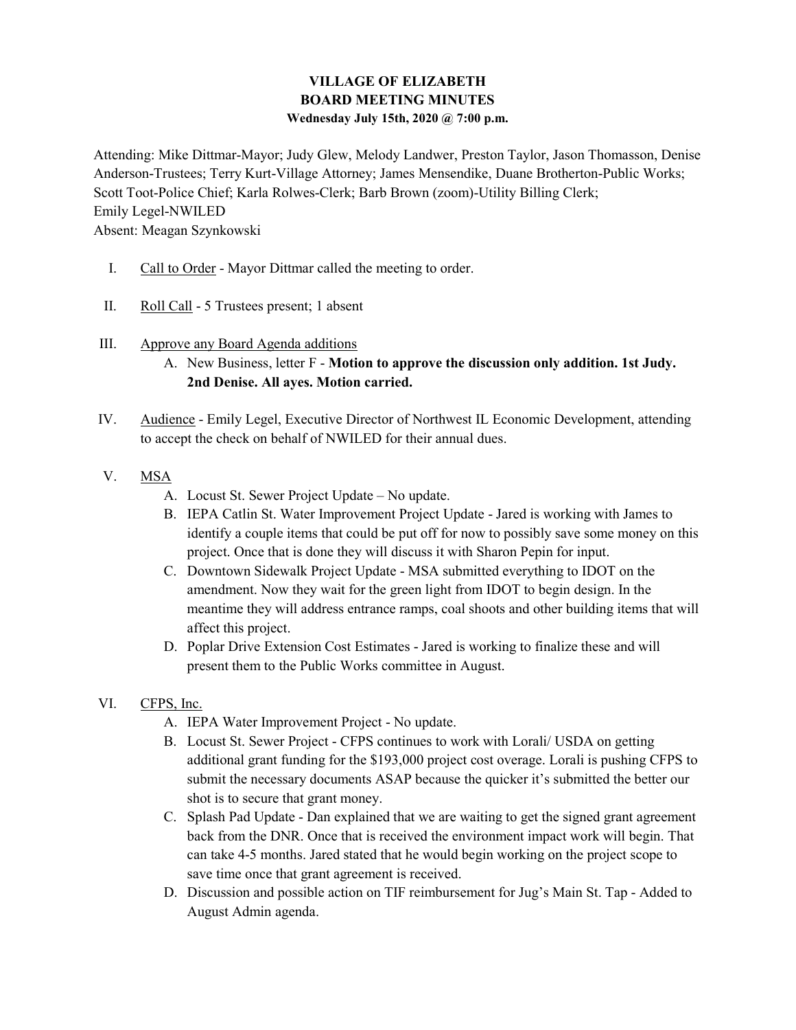# VILLAGE OF ELIZABETH
## BOARD MEETING MINUTES
**Wednesday July 15th, 2020 @ 7:00 p.m.**

Attending: Mike Dittmar-Mayor; Judy Glew, Melody Landwer, Preston Taylor, Jason Thomasson, Denise Anderson-Trustees; Terry Kurt-Village Attorney; James Mensendike, Duane Brotherton-Public Works; Scott Toot-Police Chief; Karla Rolwes-Clerk; Barb Brown (zoom)-Utility Billing Clerk; Emily Legel-NWILED

Absent: Meagan Szynkowski

I. Call to Order - Mayor Dittmar called the meeting to order.

II. Roll Call - 5 Trustees present; 1 absent

III. Approve any Board Agenda additions
   A. New Business, letter F - **Motion to approve the discussion only addition. 1st Judy. 2nd Denise. All ayes. Motion carried.**

IV. Audience - Emily Legel, Executive Director of Northwest IL Economic Development, attending to accept the check on behalf of NWILED for their annual dues.

V. MSA
   A. Locust St. Sewer Project Update – No update.
   B. IEPA Catlin St. Water Improvement Project Update - Jared is working with James to identify a couple items that could be put off for now to possibly save some money on this project. Once that is done they will discuss it with Sharon Pepin for input.
   C. Downtown Sidewalk Project Update - MSA submitted everything to IDOT on the amendment. Now they wait for the green light from IDOT to begin design. In the meantime they will address entrance ramps, coal shoots and other building items that will affect this project.
   D. Poplar Drive Extension Cost Estimates - Jared is working to finalize these and will present them to the Public Works committee in August.

VI. CFPS, Inc.
   A. IEPA Water Improvement Project - No update.
   B. Locust St. Sewer Project - CFPS continues to work with Lorali/ USDA on getting additional grant funding for the $193,000 project cost overage. Lorali is pushing CFPS to submit the necessary documents ASAP because the quicker it's submitted the better our shot is to secure that grant money.
   C. Splash Pad Update - Dan explained that we are waiting to get the signed grant agreement back from the DNR. Once that is received the environment impact work will begin. That can take 4-5 months. Jared stated that he would begin working on the project scope to save time once that grant agreement is received.
   D. Discussion and possible action on TIF reimbursement for Jug's Main St. Tap - Added to August Admin agenda.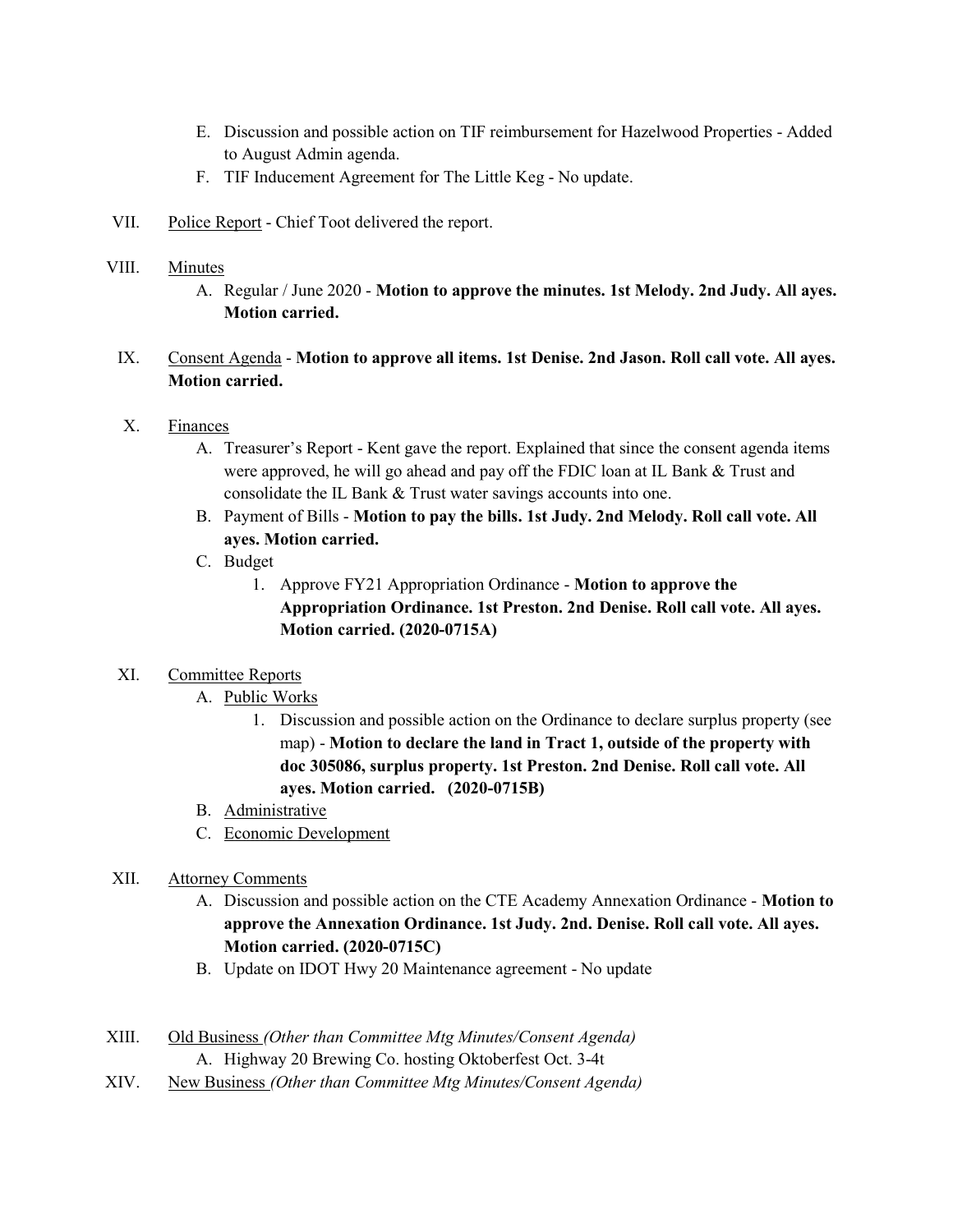E. Discussion and possible action on TIF reimbursement for Hazelwood Properties - Added to August Admin agenda.

F. TIF Inducement Agreement for The Little Keg - No update.

VII. <u>Police Report</u> - Chief Toot delivered the report.

VIII. <u>Minutes</u>

A. Regular / June 2020 - **Motion to approve the minutes. 1st Melody. 2nd Judy. All ayes. Motion carried.**

IX. <u>Consent Agenda</u> - **Motion to approve all items. 1st Denise. 2nd Jason. Roll call vote. All ayes. Motion carried.**

X. <u>Finances</u>

A. Treasurer's Report - Kent gave the report. Explained that since the consent agenda items were approved, he will go ahead and pay off the FDIC loan at IL Bank & Trust and consolidate the IL Bank & Trust water savings accounts into one.

B. Payment of Bills - **Motion to pay the bills. 1st Judy. 2nd Melody. Roll call vote. All ayes. Motion carried.**

C. Budget

1. Approve FY21 Appropriation Ordinance - **Motion to approve the Appropriation Ordinance. 1st Preston. 2nd Denise. Roll call vote. All ayes. Motion carried. (2020-0715A)**

XI. <u>Committee Reports</u>

A. <u>Public Works</u>

1. Discussion and possible action on the Ordinance to declare surplus property (see map) - **Motion to declare the land in Tract 1, outside of the property with doc 305086, surplus property. 1st Preston. 2nd Denise. Roll call vote. All ayes. Motion carried. (2020-0715B)**

B. <u>Administrative</u>

C. <u>Economic Development</u>

XII. <u>Attorney Comments</u>

A. Discussion and possible action on the CTE Academy Annexation Ordinance - **Motion to approve the Annexation Ordinance. 1st Judy. 2nd. Denise. Roll call vote. All ayes. Motion carried. (2020-0715C)**

B. Update on IDOT Hwy 20 Maintenance agreement - No update

XIII. <u>Old Business</u> *(Other than Committee Mtg Minutes/Consent Agenda)*

A. Highway 20 Brewing Co. hosting Oktoberfest Oct. 3-4t

XIV. <u>New Business</u> *(Other than Committee Mtg Minutes/Consent Agenda)*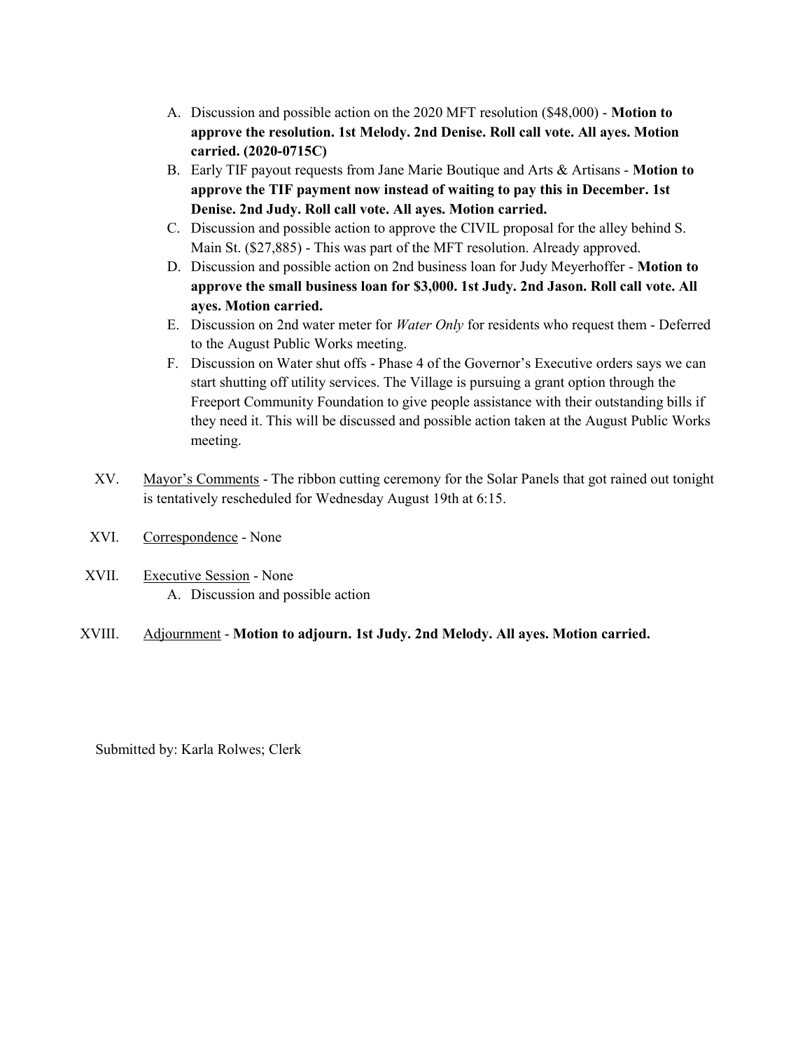A. Discussion and possible action on the 2020 MFT resolution ($48,000) - **Motion to approve the resolution. 1st Melody. 2nd Denise. Roll call vote. All ayes. Motion carried. (2020-0715C)**

B. Early TIF payout requests from Jane Marie Boutique and Arts & Artisans - **Motion to approve the TIF payment now instead of waiting to pay this in December. 1st Denise. 2nd Judy. Roll call vote. All ayes. Motion carried.**

C. Discussion and possible action to approve the CIVIL proposal for the alley behind S. Main St. ($27,885) - This was part of the MFT resolution. Already approved.

D. Discussion and possible action on 2nd business loan for Judy Meyerhoffer - **Motion to approve the small business loan for $3,000. 1st Judy. 2nd Jason. Roll call vote. All ayes. Motion carried.**

E. Discussion on 2nd water meter for *Water Only* for residents who request them - Deferred to the August Public Works meeting.

F. Discussion on Water shut offs - Phase 4 of the Governor's Executive orders says we can start shutting off utility services. The Village is pursuing a grant option through the Freeport Community Foundation to give people assistance with their outstanding bills if they need it. This will be discussed and possible action taken at the August Public Works meeting.

XV. Mayor's Comments - The ribbon cutting ceremony for the Solar Panels that got rained out tonight is tentatively rescheduled for Wednesday August 19th at 6:15.

XVI. Correspondence - None

XVII. Executive Session - None

A. Discussion and possible action

XVIII. Adjournment - **Motion to adjourn. 1st Judy. 2nd Melody. All ayes. Motion carried.**

Submitted by: Karla Rolwes; Clerk